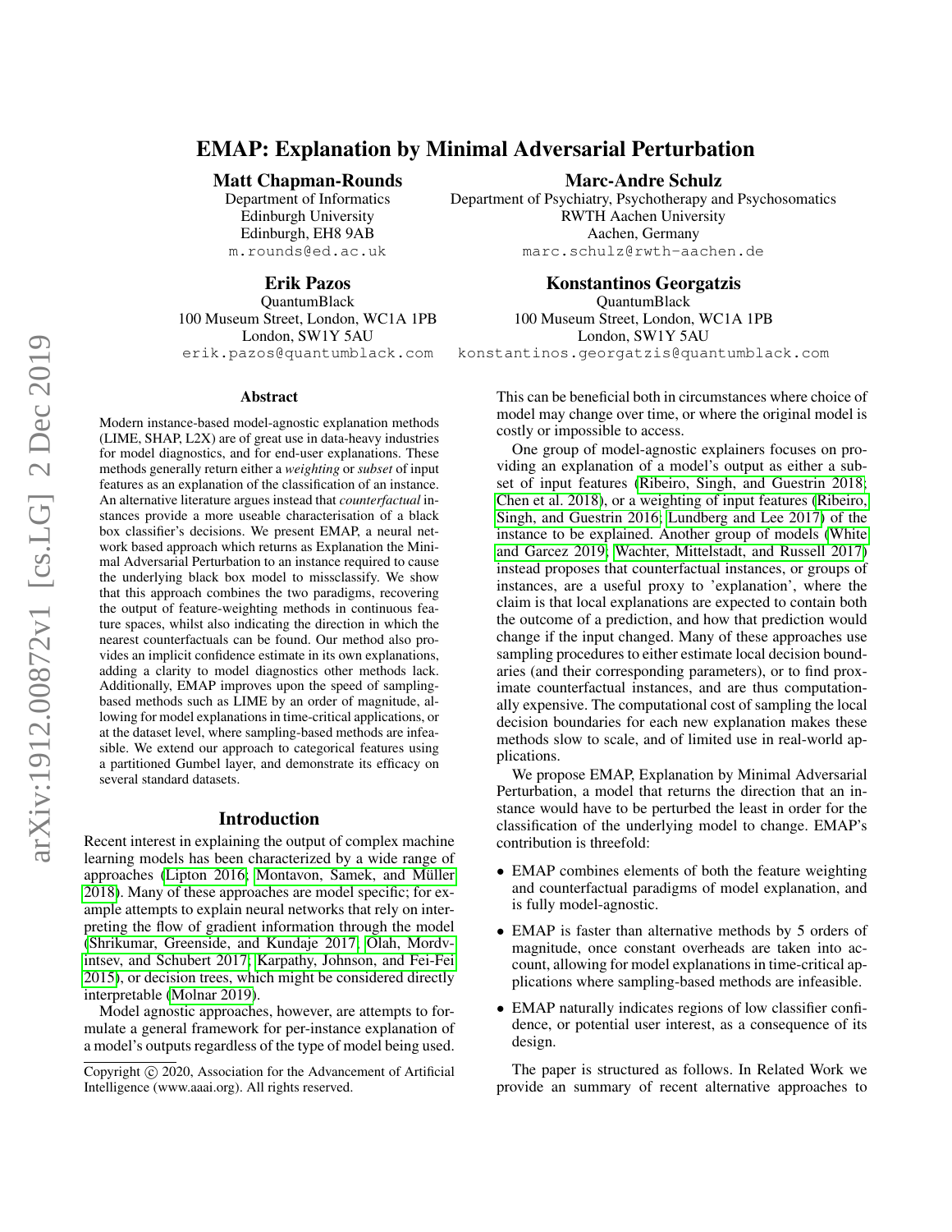# EMAP: Explanation by Minimal Adversarial Perturbation

**Matt Chapman-Rounds**
Department of Informatics
Edinburgh University
Edinburgh, EH8 9AB
m.rounds@ed.ac.uk

**Marc-Andre Schulz**
Department of Psychiatry, Psychotherapy and Psychosomatics
RWTH Aachen University
Aachen, Germany
marc.schulz@rwth-aachen.de

**Erik Pazos**
QuantumBlack
100 Museum Street, London, WC1A 1PB
London, SW1Y 5AU
erik.pazos@quantumblack.com

**Konstantinos Georgatzis**
QuantumBlack
100 Museum Street, London, WC1A 1PB
London, SW1Y 5AU
konstantinos.georgatzis@quantumblack.com

## Abstract

Modern instance-based model-agnostic explanation methods (LIME, SHAP, L2X) are of great use in data-heavy industries for model diagnostics, and for end-user explanations. These methods generally return either a *weighting* or *subset* of input features as an explanation of the classification of an instance. An alternative literature argues instead that *counterfactual* instances provide a more useable characterisation of a black box classifier's decisions. We present EMAP, a neural network based approach which returns as Explanation the Minimal Adversarial Perturbation to an instance required to cause the underlying black box model to missclassify. We show that this approach combines the two paradigms, recovering the output of feature-weighting methods in continuous feature spaces, whilst also indicating the direction in which the nearest counterfactuals can be found. Our method also provides an implicit confidence estimate in its own explanations, adding a clarity to model diagnostics other methods lack. Additionally, EMAP improves upon the speed of sampling-based methods such as LIME by an order of magnitude, allowing for model explanations in time-critical applications, or at the dataset level, where sampling-based methods are infeasible. We extend our approach to categorical features using a partitioned Gumbel layer, and demonstrate its efficacy on several standard datasets.

## Introduction

Recent interest in explaining the output of complex machine learning models has been characterized by a wide range of approaches (Lipton 2016; Montavon, Samek, and Müller 2018). Many of these approaches are model specific; for example attempts to explain neural networks that rely on interpreting the flow of gradient information through the model (Shrikumar, Greenside, and Kundaje 2017; Olah, Mordvintsev, and Schubert 2017; Karpathy, Johnson, and Fei-Fei 2015), or decision trees, which might be considered directly interpretable (Molnar 2019).

Model agnostic approaches, however, are attempts to formulate a general framework for per-instance explanation of a model's outputs regardless of the type of model being used. This can be beneficial both in circumstances where choice of model may change over time, or where the original model is costly or impossible to access.

One group of model-agnostic explainers focuses on providing an explanation of a model's output as either a subset of input features (Ribeiro, Singh, and Guestrin 2018; Chen et al. 2018), or a weighting of input features (Ribeiro, Singh, and Guestrin 2016; Lundberg and Lee 2017) of the instance to be explained. Another group of models (White and Garcez 2019; Wachter, Mittelstadt, and Russell 2017) instead proposes that counterfactual instances, or groups of instances, are a useful proxy to 'explanation', where the claim is that local explanations are expected to contain both the outcome of a prediction, and how that prediction would change if the input changed. Many of these approaches use sampling procedures to either estimate local decision boundaries (and their corresponding parameters), or to find proximate counterfactual instances, and are thus computationally expensive. The computational cost of sampling the local decision boundaries for each new explanation makes these methods slow to scale, and of limited use in real-world applications.

We propose EMAP, Explanation by Minimal Adversarial Perturbation, a model that returns the direction that an instance would have to be perturbed the least in order for the classification of the underlying model to change. EMAP's contribution is threefold:

- EMAP combines elements of both the feature weighting and counterfactual paradigms of model explanation, and is fully model-agnostic.
- EMAP is faster than alternative methods by 5 orders of magnitude, once constant overheads are taken into account, allowing for model explanations in time-critical applications where sampling-based methods are infeasible.
- EMAP naturally indicates regions of low classifier confidence, or potential user interest, as a consequence of its design.

The paper is structured as follows. In Related Work we provide an summary of recent alternative approaches to

Copyright © 2020, Association for the Advancement of Artificial Intelligence (www.aaai.org). All rights reserved.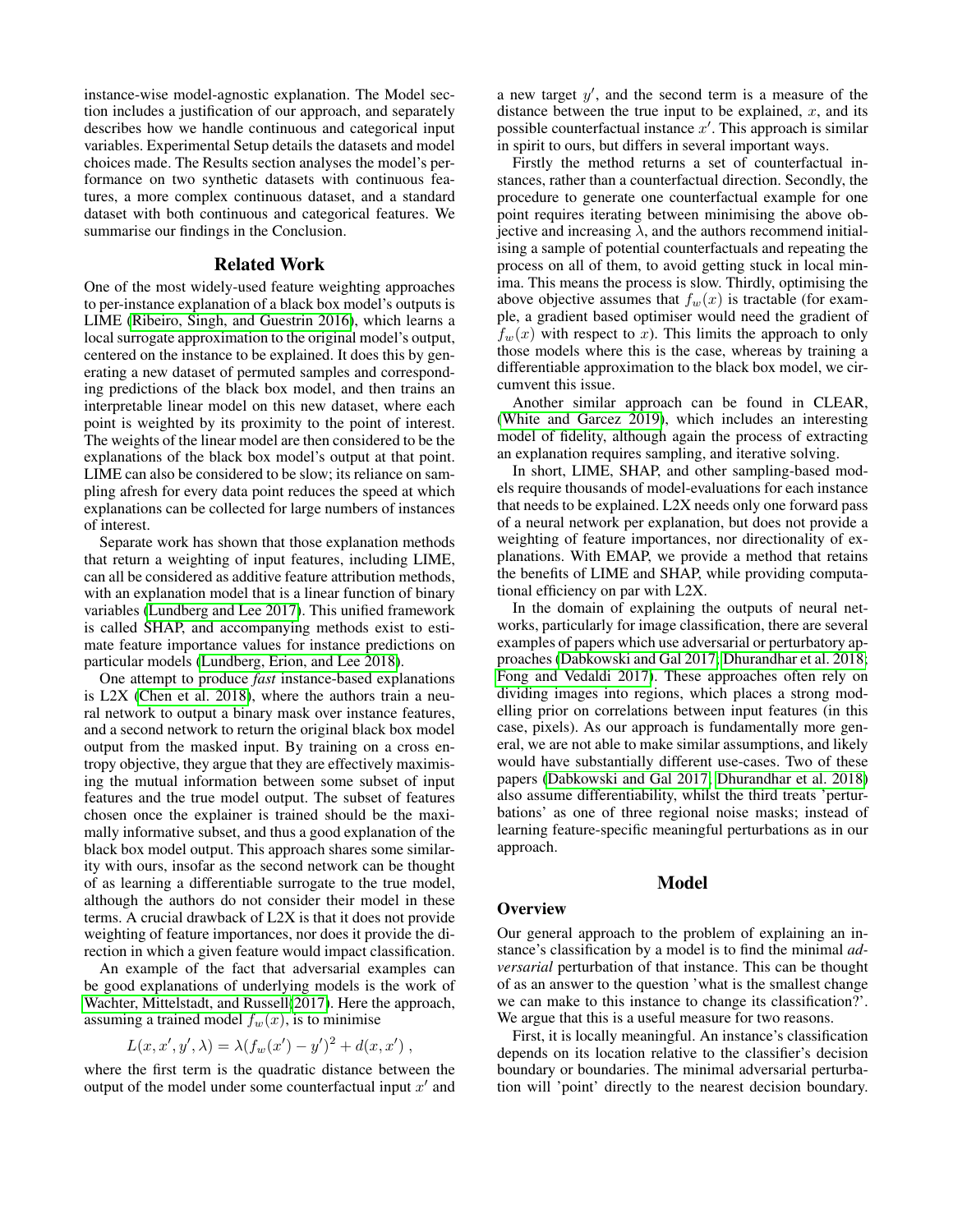instance-wise model-agnostic explanation. The Model section includes a justification of our approach, and separately describes how we handle continuous and categorical input variables. Experimental Setup details the datasets and model choices made. The Results section analyses the model's performance on two synthetic datasets with continuous features, a more complex continuous dataset, and a standard dataset with both continuous and categorical features. We summarise our findings in the Conclusion.

## Related Work

One of the most widely-used feature weighting approaches to per-instance explanation of a black box model's outputs is LIME (Ribeiro, Singh, and Guestrin 2016), which learns a local surrogate approximation to the original model's output, centered on the instance to be explained. It does this by generating a new dataset of permuted samples and corresponding predictions of the black box model, and then trains an interpretable linear model on this new dataset, where each point is weighted by its proximity to the point of interest. The weights of the linear model are then considered to be the explanations of the black box model's output at that point. LIME can also be considered to be slow; its reliance on sampling afresh for every data point reduces the speed at which explanations can be collected for large numbers of instances of interest.

Separate work has shown that those explanation methods that return a weighting of input features, including LIME, can all be considered as additive feature attribution methods, with an explanation model that is a linear function of binary variables (Lundberg and Lee 2017). This unified framework is called SHAP, and accompanying methods exist to estimate feature importance values for instance predictions on particular models (Lundberg, Erion, and Lee 2018).

One attempt to produce *fast* instance-based explanations is L2X (Chen et al. 2018), where the authors train a neural network to output a binary mask over instance features, and a second network to return the original black box model output from the masked input. By training on a cross entropy objective, they argue that they are effectively maximising the mutual information between some subset of input features and the true model output. The subset of features chosen once the explainer is trained should be the maximally informative subset, and thus a good explanation of the black box model output. This approach shares some similarity with ours, insofar as the second network can be thought of as learning a differentiable surrogate to the true model, although the authors do not consider their model in these terms. A crucial drawback of L2X is that it does not provide weighting of feature importances, nor does it provide the direction in which a given feature would impact classification.

An example of the fact that adversarial examples can be good explanations of underlying models is the work of Wachter, Mittelstadt, and Russell(2017). Here the approach, assuming a trained model $f_w(x)$, is to minimise

$$L(x, x', y', \lambda) = \lambda(f_w(x') - y')^2 + d(x, x') \; ,$$

where the first term is the quadratic distance between the output of the model under some counterfactual input $x'$ and a new target $y'$, and the second term is a measure of the distance between the true input to be explained, $x$, and its possible counterfactual instance $x'$. This approach is similar in spirit to ours, but differs in several important ways.

Firstly the method returns a set of counterfactual instances, rather than a counterfactual direction. Secondly, the procedure to generate one counterfactual example for one point requires iterating between minimising the above objective and increasing $\lambda$, and the authors recommend initialising a sample of potential counterfactuals and repeating the process on all of them, to avoid getting stuck in local minima. This means the process is slow. Thirdly, optimising the above objective assumes that $f_w(x)$ is tractable (for example, a gradient based optimiser would need the gradient of $f_w(x)$ with respect to $x$). This limits the approach to only those models where this is the case, whereas by training a differentiable approximation to the black box model, we circumvent this issue.

Another similar approach can be found in CLEAR, (White and Garcez 2019), which includes an interesting model of fidelity, although again the process of extracting an explanation requires sampling, and iterative solving.

In short, LIME, SHAP, and other sampling-based models require thousands of model-evaluations for each instance that needs to be explained. L2X needs only one forward pass of a neural network per explanation, but does not provide a weighting of feature importances, nor directionality of explanations. With EMAP, we provide a method that retains the benefits of LIME and SHAP, while providing computational efficiency on par with L2X.

In the domain of explaining the outputs of neural networks, particularly for image classification, there are several examples of papers which use adversarial or perturbatory approaches (Dabkowski and Gal 2017; Dhurandhar et al. 2018; Fong and Vedaldi 2017). These approaches often rely on dividing images into regions, which places a strong modelling prior on correlations between input features (in this case, pixels). As our approach is fundamentally more general, we are not able to make similar assumptions, and likely would have substantially different use-cases. Two of these papers (Dabkowski and Gal 2017; Dhurandhar et al. 2018) also assume differentiability, whilst the third treats 'perturbations' as one of three regional noise masks; instead of learning feature-specific meaningful perturbations as in our approach.

## Model

### Overview

Our general approach to the problem of explaining an instance's classification by a model is to find the minimal *adversarial* perturbation of that instance. This can be thought of as an answer to the question 'what is the smallest change we can make to this instance to change its classification?'. We argue that this is a useful measure for two reasons.

First, it is locally meaningful. An instance's classification depends on its location relative to the classifier's decision boundary or boundaries. The minimal adversarial perturbation will 'point' directly to the nearest decision boundary.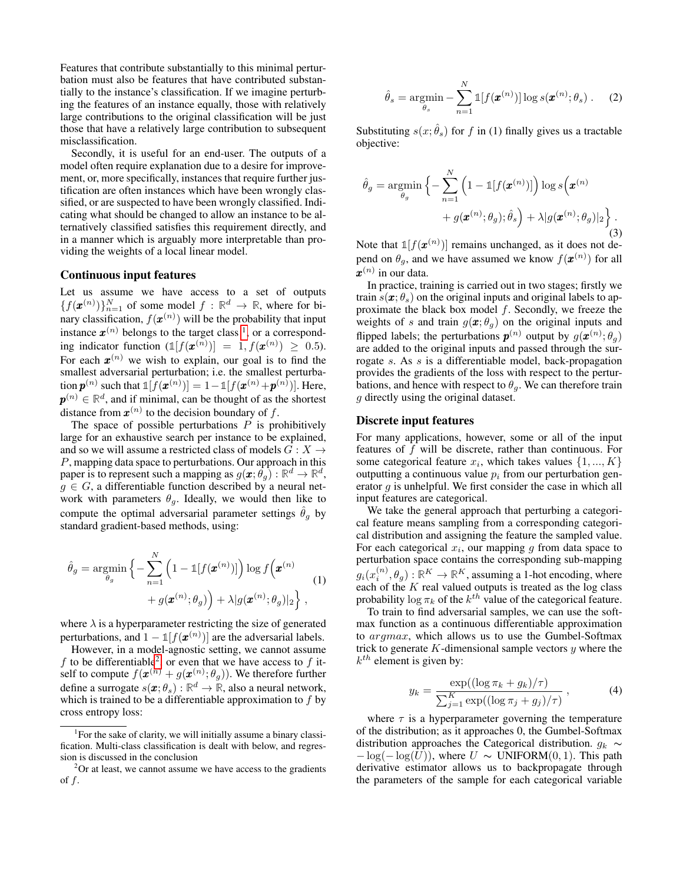Features that contribute substantially to this minimal perturbation must also be features that have contributed substantially to the instance's classification. If we imagine perturbing the features of an instance equally, those with relatively large contributions to the original classification will be just those that have a relatively large contribution to subsequent misclassification.

Secondly, it is useful for an end-user. The outputs of a model often require explanation due to a desire for improvement, or, more specifically, instances that require further justification are often instances which have been wrongly classified, or are suspected to have been wrongly classified. Indicating what should be changed to allow an instance to be alternatively classified satisfies this requirement directly, and in a manner which is arguably more interpretable than providing the weights of a local linear model.

## Continuous input features

Let us assume we have access to a set of outputs $\{f(\boldsymbol{x}^{(n)})\}_{n=1}^{N}$ of some model $f : \mathbb{R}^d \to \mathbb{R}$, where for binary classification, $f(\boldsymbol{x}^{(n)})$ will be the probability that input instance $\boldsymbol{x}^{(n)}$ belongs to the target class [1], or a corresponding indicator function ($\mathbb{1}[f(\boldsymbol{x}^{(n)})] = 1, f(\boldsymbol{x}^{(n)}) \geq 0.5$). For each $\boldsymbol{x}^{(n)}$ we wish to explain, our goal is to find the smallest adversarial perturbation; i.e. the smallest perturbation $\boldsymbol{p}^{(n)}$ such that $\mathbb{1}[f(\boldsymbol{x}^{(n)})] = 1 - \mathbb{1}[f(\boldsymbol{x}^{(n)} + \boldsymbol{p}^{(n)})]$. Here, $\boldsymbol{p}^{(n)} \in \mathbb{R}^d$, and if minimal, can be thought of as the shortest distance from $\boldsymbol{x}^{(n)}$ to the decision boundary of $f$.

The space of possible perturbations $P$ is prohibitively large for an exhaustive search per instance to be explained, and so we will assume a restricted class of models $G : X \to P$, mapping data space to perturbations. Our approach in this paper is to represent such a mapping as $g(\boldsymbol{x}; \theta_g) : \mathbb{R}^d \to \mathbb{R}^d$, $g \in G$, a differentiable function described by a neural network with parameters $\theta_g$. Ideally, we would then like to compute the optimal adversarial parameter settings $\hat{\theta}_g$ by standard gradient-based methods, using:

$$
\hat{\theta}_g = \underset{\theta_g}{\operatorname{argmin}} \Big\{ -\sum_{n=1}^{N} \Big(1 - \mathbb{1}[f(\boldsymbol{x}^{(n)})]\Big) \log f\Big(\boldsymbol{x}^{(n)} + g(\boldsymbol{x}^{(n)}; \theta_g)\Big) + \lambda |g(\boldsymbol{x}^{(n)}; \theta_g)|_2 \Big\} , \tag{1}
$$

where $\lambda$ is a hyperparameter restricting the size of generated perturbations, and $1 - \mathbb{1}[f(\boldsymbol{x}^{(n)})]$ are the adversarial labels.

However, in a model-agnostic setting, we cannot assume $f$ to be differentiable[2], or even that we have access to $f$ itself to compute $f(\boldsymbol{x}^{(n)} + g(\boldsymbol{x}^{(n)}; \theta_g))$. We therefore further define a surrogate $s(\boldsymbol{x}; \theta_s) : \mathbb{R}^d \to \mathbb{R}$, also a neural network, which is trained to be a differentiable approximation to $f$ by cross entropy loss:

$$
\hat{\theta}_s = \underset{\theta_s}{\operatorname{argmin}} - \sum_{n=1}^{N} \mathbb{1}[f(\boldsymbol{x}^{(n)})] \log s(\boldsymbol{x}^{(n)}; \theta_s) . \tag{2}
$$

Substituting $s(x; \hat{\theta}_s)$ for $f$ in (1) finally gives us a tractable objective:

$$
\hat{\theta}_g = \underset{\theta_g}{\operatorname{argmin}} \Big\{ -\sum_{n=1}^{N} \Big(1 - \mathbb{1}[f(\boldsymbol{x}^{(n)})]\Big) \log s\Big(\boldsymbol{x}^{(n)} + g(\boldsymbol{x}^{(n)}; \theta_g); \hat{\theta}_s\Big) + \lambda |g(\boldsymbol{x}^{(n)}; \theta_g)|_2 \Big\} . \tag{3}
$$

Note that $\mathbb{1}[f(\boldsymbol{x}^{(n)})]$ remains unchanged, as it does not depend on $\theta_g$, and we have assumed we know $f(\boldsymbol{x}^{(n)})$ for all $\boldsymbol{x}^{(n)}$ in our data.

In practice, training is carried out in two stages; firstly we train $s(\boldsymbol{x}; \theta_s)$ on the original inputs and original labels to approximate the black box model $f$. Secondly, we freeze the weights of $s$ and train $g(\boldsymbol{x}; \theta_g)$ on the original inputs and flipped labels; the perturbations $\boldsymbol{p}^{(n)}$ output by $g(\boldsymbol{x}^{(n)}; \theta_g)$ are added to the original inputs and passed through the surrogate $s$. As $s$ is a differentiable model, back-propagation provides the gradients of the loss with respect to the perturbations, and hence with respect to $\theta_g$. We can therefore train $g$ directly using the original dataset.

## Discrete input features

For many applications, however, some or all of the input features of $f$ will be discrete, rather than continuous. For some categorical feature $x_i$, which takes values $\{1, ..., K\}$ outputting a continuous value $p_i$ from our perturbation generator $g$ is unhelpful. We first consider the case in which all input features are categorical.

We take the general approach that perturbing a categorical feature means sampling from a corresponding categorical distribution and assigning the feature the sampled value. For each categorical $x_i$, our mapping $g$ from data space to perturbation space contains the corresponding sub-mapping $g_i(x_i^{(n)}, \theta_g) : \mathbb{R}^K \to \mathbb{R}^K$, assuming a 1-hot encoding, where each of the $K$ real valued outputs is treated as the log class probability $\log \pi_k$ of the $k^{th}$ value of the categorical feature.

To train to find adversarial samples, we can use the softmax function as a continuous differentiable approximation to $argmax$, which allows us to use the Gumbel-Softmax trick to generate $K$-dimensional sample vectors $y$ where the $k^{th}$ element is given by:

$$
y_k = \frac{\exp((\log \pi_k + g_k)/\tau)}{\sum_{j=1}^{K} \exp((\log \pi_j + g_j)/\tau)} , \tag{4}
$$

where $\tau$ is a hyperparameter governing the temperature of the distribution; as it approaches 0, the Gumbel-Softmax distribution approaches the Categorical distribution. $g_k \sim -\log(-\log(U))$, where $U \sim$ UNIFORM$(0, 1)$. This path derivative estimator allows us to backpropagate through the parameters of the sample for each categorical variable

---

[1] For the sake of clarity, we will initially assume a binary classification. Multi-class classification is dealt with below, and regression is discussed in the conclusion

[2] Or at least, we cannot assume we have access to the gradients of $f$.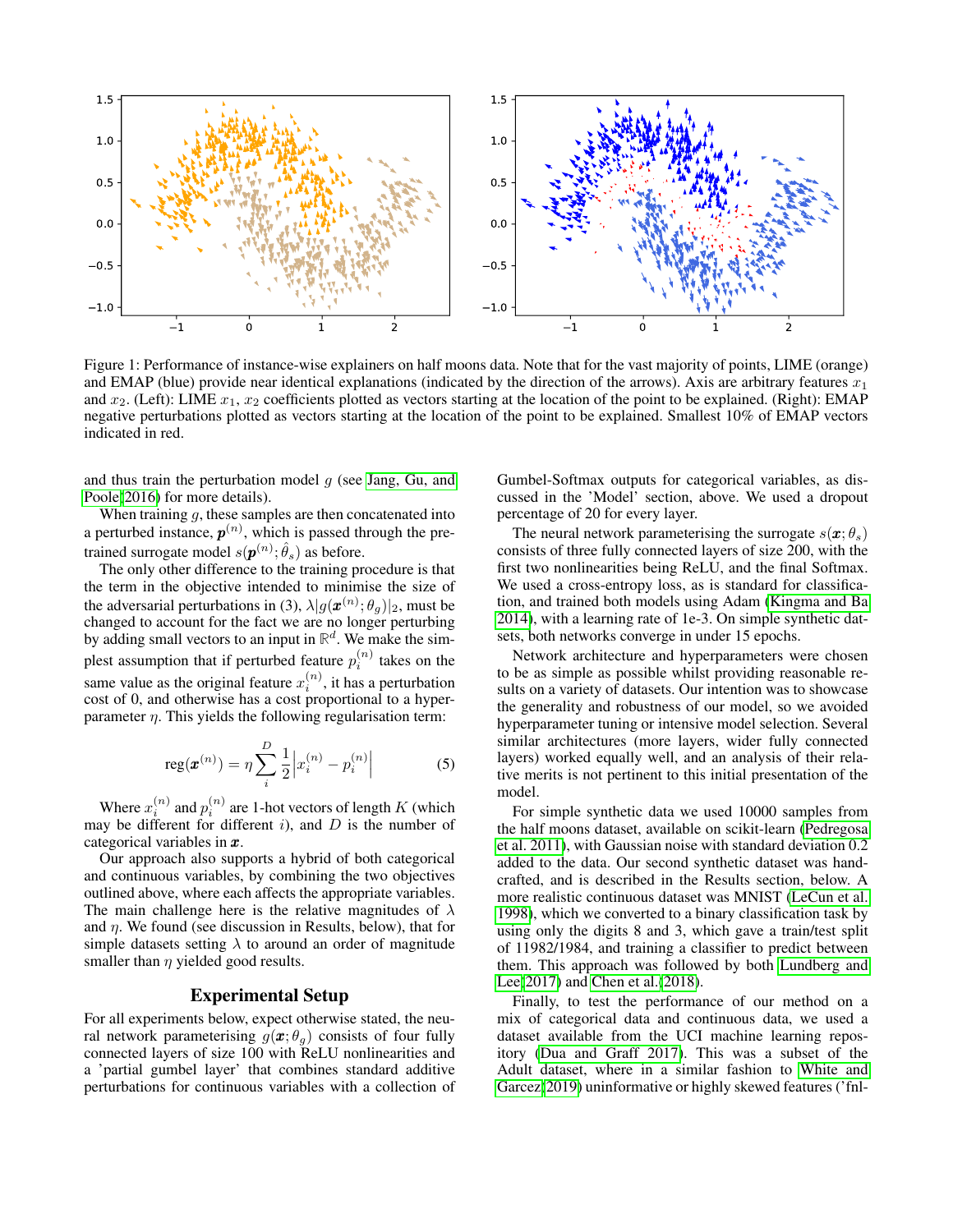1.5
1.0
0.5
0.0
−0.5
−1.0
−1
0
1
2

1.5
1.0
0.5
0.0
−0.5
−1.0
−1
0
1
2

Figure 1: Performance of instance-wise explainers on half moons data. Note that for the vast majority of points, LIME (orange) and EMAP (blue) provide near identical explanations (indicated by the direction of the arrows). Axis are arbitrary features $x_1$ and $x_2$. (Left): LIME $x_1$, $x_2$ coefficients plotted as vectors starting at the location of the point to be explained. (Right): EMAP negative perturbations plotted as vectors starting at the location of the point to be explained. Smallest 10% of EMAP vectors indicated in red.

and thus train the perturbation model $g$ (see Jang, Gu, and Poole 2016) for more details).

When training $g$, these samples are then concatenated into a perturbed instance, $\boldsymbol{p}^{(n)}$, which is passed through the pre-trained surrogate model $s(\boldsymbol{p}^{(n)}; \hat{\theta}_s)$ as before.

The only other difference to the training procedure is that the term in the objective intended to minimise the size of the adversarial perturbations in (3), $\lambda|g(\boldsymbol{x}^{(n)}; \theta_g)|_2$, must be changed to account for the fact we are no longer perturbing by adding small vectors to an input in $\mathbb{R}^d$. We make the simplest assumption that if perturbed feature $p_i^{(n)}$ takes on the same value as the original feature $x_i^{(n)}$, it has a perturbation cost of 0, and otherwise has a cost proportional to a hyperparameter $\eta$. This yields the following regularisation term:

$$\text{reg}(\boldsymbol{x}^{(n)}) = \eta \sum_{i}^{D} \frac{1}{2} \left| x_i^{(n)} - p_i^{(n)} \right| \tag{5}$$

Where $x_i^{(n)}$ and $p_i^{(n)}$ are 1-hot vectors of length $K$ (which may be different for different $i$), and $D$ is the number of categorical variables in $\boldsymbol{x}$.

Our approach also supports a hybrid of both categorical and continuous variables, by combining the two objectives outlined above, where each affects the appropriate variables. The main challenge here is the relative magnitudes of $\lambda$ and $\eta$. We found (see discussion in Results, below), that for simple datasets setting $\lambda$ to around an order of magnitude smaller than $\eta$ yielded good results.

## Experimental Setup

For all experiments below, expect otherwise stated, the neural network parameterising $g(\boldsymbol{x}; \theta_g)$ consists of four fully connected layers of size 100 with ReLU nonlinearities and a 'partial gumbel layer' that combines standard additive perturbations for continuous variables with a collection of Gumbel-Softmax outputs for categorical variables, as discussed in the 'Model' section, above. We used a dropout percentage of 20 for every layer.

The neural network parameterising the surrogate $s(\boldsymbol{x}; \theta_s)$ consists of three fully connected layers of size 200, with the first two nonlinearities being ReLU, and the final Softmax. We used a cross-entropy loss, as is standard for classification, and trained both models using Adam (Kingma and Ba 2014), with a learning rate of 1e-3. On simple synthetic datsets, both networks converge in under 15 epochs.

Network architecture and hyperparameters were chosen to be as simple as possible whilst providing reasonable results on a variety of datasets. Our intention was to showcase the generality and robustness of our model, so we avoided hyperparameter tuning or intensive model selection. Several similar architectures (more layers, wider fully connected layers) worked equally well, and an analysis of their relative merits is not pertinent to this initial presentation of the model.

For simple synthetic data we used 10000 samples from the half moons dataset, available on scikit-learn (Pedregosa et al. 2011), with Gaussian noise with standard deviation 0.2 added to the data. Our second synthetic dataset was handcrafted, and is described in the Results section, below. A more realistic continuous dataset was MNIST (LeCun et al. 1998), which we converted to a binary classification task by using only the digits 8 and 3, which gave a train/test split of 11982/1984, and training a classifier to predict between them. This approach was followed by both Lundberg and Lee 2017) and Chen et al. (2018).

Finally, to test the performance of our method on a mix of categorical data and continuous data, we used a dataset available from the UCI machine learning repository (Dua and Graff 2017). This was a subset of the Adult dataset, where in a similar fashion to White and Garcez 2019) uninformative or highly skewed features ('fnl-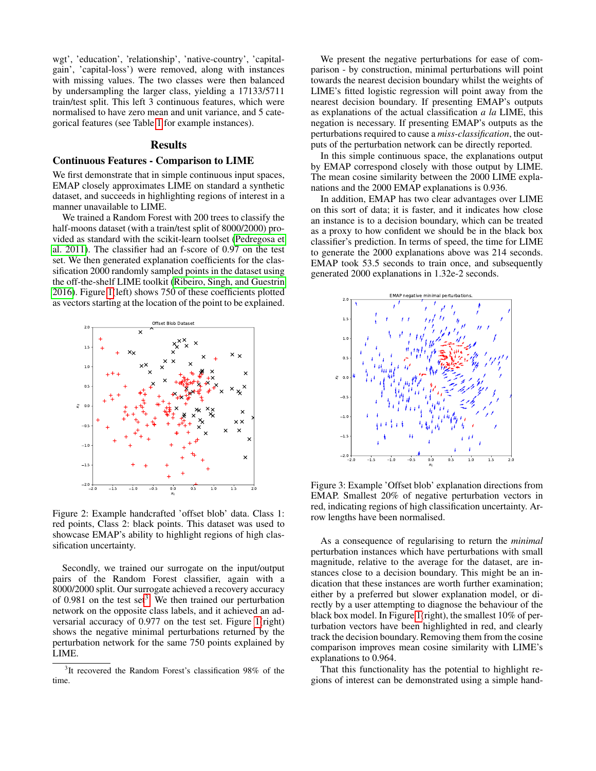wgt', 'education', 'relationship', 'native-country', 'capital-gain', 'capital-loss') were removed, along with instances with missing values. The two classes were then balanced by undersampling the larger class, yielding a 17133/5711 train/test split. This left 3 continuous features, which were normalised to have zero mean and unit variance, and 5 categorical features (see Table 1 for example instances).

## Results

### Continuous Features - Comparison to LIME

We first demonstrate that in simple continuous input spaces, EMAP closely approximates LIME on standard a synthetic dataset, and succeeds in highlighting regions of interest in a manner unavailable to LIME.

We trained a Random Forest with 200 trees to classify the half-moons dataset (with a train/test split of 8000/2000) provided as standard with the scikit-learn toolset (Pedregosa et al. 2011). The classifier had an f-score of 0.97 on the test set. We then generated explanation coefficients for the classification 2000 randomly sampled points in the dataset using the off-the-shelf LIME toolkit (Ribeiro, Singh, and Guestrin 2016). Figure 1(left) shows 750 of these coefficients plotted as vectors starting at the location of the point to be explained.

Offset Blob Dataset

Figure 2: Example handcrafted 'offset blob' data. Class 1: red points, Class 2: black points. This dataset was used to showcase EMAP's ability to highlight regions of high classification uncertainty.

Secondly, we trained our surrogate on the input/output pairs of the Random Forest classifier, again with a 8000/2000 split. Our surrogate achieved a recovery accuracy of 0.981 on the test set[3]. We then trained our perturbation network on the opposite class labels, and it achieved an adversarial accuracy of 0.977 on the test set. Figure 1(right) shows the negative minimal perturbations returned by the perturbation network for the same 750 points explained by LIME.

[3]It recovered the Random Forest's classification 98% of the time.

We present the negative perturbations for ease of comparison - by construction, minimal perturbations will point towards the nearest decision boundary whilst the weights of LIME's fitted logistic regression will point away from the nearest decision boundary. If presenting EMAP's outputs as explanations of the actual classification *a la* LIME, this negation is necessary. If presenting EMAP's outputs as the perturbations required to cause a *miss-classification*, the outputs of the perturbation network can be directly reported.

In this simple continuous space, the explanations output by EMAP correspond closely with those output by LIME. The mean cosine similarity between the 2000 LIME explanations and the 2000 EMAP explanations is 0.936.

In addition, EMAP has two clear advantages over LIME on this sort of data; it is faster, and it indicates how close an instance is to a decision boundary, which can be treated as a proxy to how confident we should be in the black box classifier's prediction. In terms of speed, the time for LIME to generate the 2000 explanations above was 214 seconds. EMAP took 53.5 seconds to train once, and subsequently generated 2000 explanations in 1.32e-2 seconds.

EMAP negative minimal perturbations.

Figure 3: Example 'Offset blob' explanation directions from EMAP. Smallest 20% of negative perturbation vectors in red, indicating regions of high classification uncertainty. Arrow lengths have been normalised.

As a consequence of regularising to return the *minimal* perturbation instances which have perturbations with small magnitude, relative to the average for the dataset, are instances close to a decision boundary. This might be an indication that these instances are worth further examination; either by a preferred but slower explanation model, or directly by a user attempting to diagnose the behaviour of the black box model. In Figure 1(right), the smallest 10% of perturbation vectors have been highlighted in red, and clearly track the decision boundary. Removing them from the cosine comparison improves mean cosine similarity with LIME's explanations to 0.964.

That this functionality has the potential to highlight regions of interest can be demonstrated using a simple hand-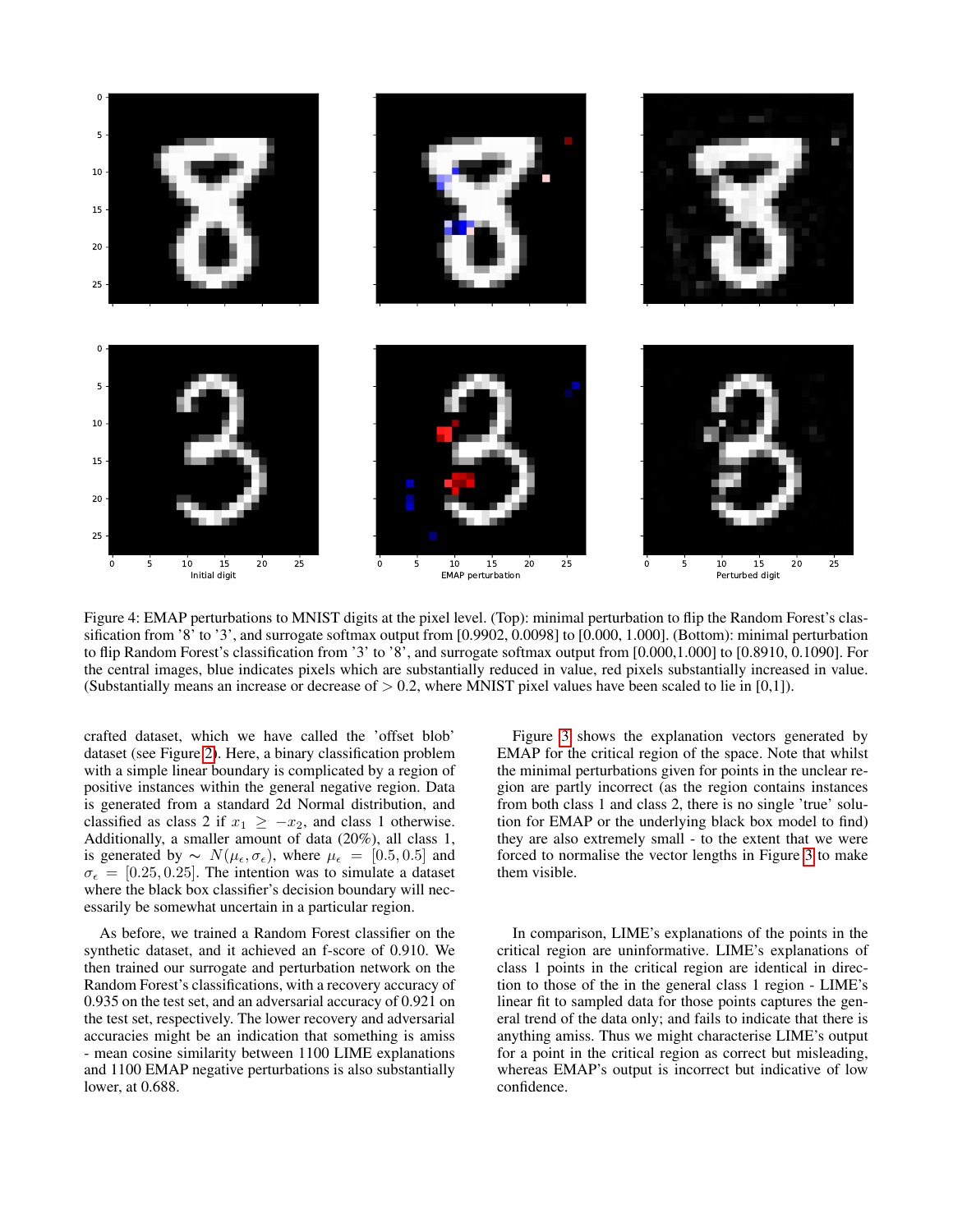0
5
10
15
20
25

0 5 10 15 20 25
Initial digit

0 5 10 15 20 25
EMAP perturbation

0 5 10 15 20 25
Perturbed digit

Figure 4: EMAP perturbations to MNIST digits at the pixel level. (Top): minimal perturbation to flip the Random Forest's classification from '8' to '3', and surrogate softmax output from [0.9902, 0.0098] to [0.000, 1.000]. (Bottom): minimal perturbation to flip Random Forest's classification from '3' to '8', and surrogate softmax output from [0.000,1.000] to [0.8910, 0.1090]. For the central images, blue indicates pixels which are substantially reduced in value, red pixels substantially increased in value. (Substantially means an increase or decrease of $> 0.2$, where MNIST pixel values have been scaled to lie in [0,1]).

crafted dataset, which we have called the 'offset blob' dataset (see Figure 2). Here, a binary classification problem with a simple linear boundary is complicated by a region of positive instances within the general negative region. Data is generated from a standard 2d Normal distribution, and classified as class 2 if $x_1 \geq -x_2$, and class 1 otherwise. Additionally, a smaller amount of data (20%), all class 1, is generated by $\sim N(\mu_\epsilon, \sigma_\epsilon)$, where $\mu_\epsilon = [0.5, 0.5]$ and $\sigma_\epsilon = [0.25, 0.25]$. The intention was to simulate a dataset where the black box classifier's decision boundary will necessarily be somewhat uncertain in a particular region.

As before, we trained a Random Forest classifier on the synthetic dataset, and it achieved an f-score of 0.910. We then trained our surrogate and perturbation network on the Random Forest's classifications, with a recovery accuracy of 0.935 on the test set, and an adversarial accuracy of 0.921 on the test set, respectively. The lower recovery and adversarial accuracies might be an indication that something is amiss - mean cosine similarity between 1100 LIME explanations and 1100 EMAP negative perturbations is also substantially lower, at 0.688.

Figure 3 shows the explanation vectors generated by EMAP for the critical region of the space. Note that whilst the minimal perturbations given for points in the unclear region are partly incorrect (as the region contains instances from both class 1 and class 2, there is no single 'true' solution for EMAP or the underlying black box model to find) they are also extremely small - to the extent that we were forced to normalise the vector lengths in Figure 3 to make them visible.

In comparison, LIME's explanations of the points in the critical region are uninformative. LIME's explanations of class 1 points in the critical region are identical in direction to those of the in the general class 1 region - LIME's linear fit to sampled data for those points captures the general trend of the data only; and fails to indicate that there is anything amiss. Thus we might characterise LIME's output for a point in the critical region as correct but misleading, whereas EMAP's output is incorrect but indicative of low confidence.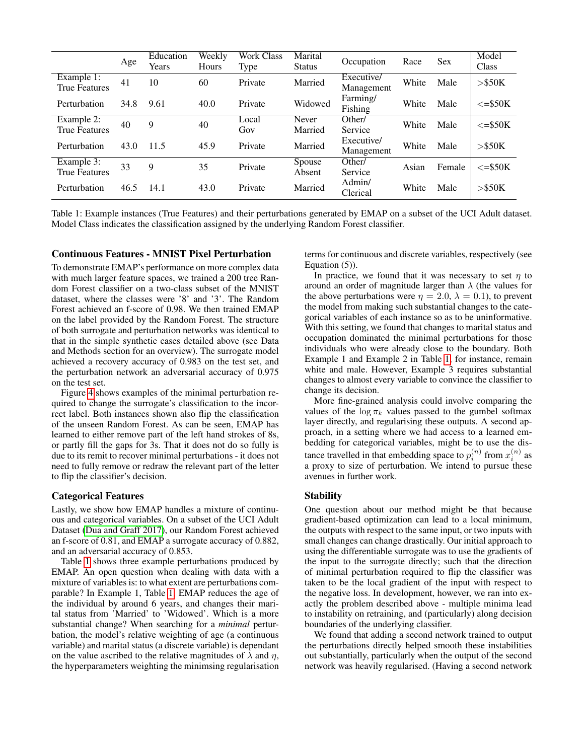| | Age | Education Years | Weekly Hours | Work Class Type | Marital Status | Occupation | Race | Sex | Model Class |
|---|---|---|---|---|---|---|---|---|---|
| Example 1: True Features | 41 | 10 | 60 | Private | Married | Executive/ Management | White | Male | >$50K |
| Perturbation | 34.8 | 9.61 | 40.0 | Private | Widowed | Farming/ Fishing | White | Male | <=$50K |
| Example 2: True Features | 40 | 9 | 40 | Local Gov | Never Married | Other/ Service | White | Male | <=$50K |
| Perturbation | 43.0 | 11.5 | 45.9 | Private | Married | Executive/ Management | White | Male | >$50K |
| Example 3: True Features | 33 | 9 | 35 | Private | Spouse Absent | Other/ Service | Asian | Female | <=$50K |
| Perturbation | 46.5 | 14.1 | 43.0 | Private | Married | Admin/ Clerical | White | Male | >$50K |

Table 1: Example instances (True Features) and their perturbations generated by EMAP on a subset of the UCI Adult dataset. Model Class indicates the classification assigned by the underlying Random Forest classifier.

### Continuous Features - MNIST Pixel Perturbation

To demonstrate EMAP's performance on more complex data with much larger feature spaces, we trained a 200 tree Random Forest classifier on a two-class subset of the MNIST dataset, where the classes were '8' and '3'. The Random Forest achieved an f-score of 0.98. We then trained EMAP on the label provided by the Random Forest. The structure of both surrogate and perturbation networks was identical to that in the simple synthetic cases detailed above (see Data and Methods section for an overview). The surrogate model achieved a recovery accuracy of 0.983 on the test set, and the perturbation network an adversarial accuracy of 0.975 on the test set.

Figure 4 shows examples of the minimal perturbation required to change the surrogate's classification to the incorrect label. Both instances shown also flip the classification of the unseen Random Forest. As can be seen, EMAP has learned to either remove part of the left hand strokes of 8s, or partly fill the gaps for 3s. That it does not do so fully is due to its remit to recover minimal perturbations - it does not need to fully remove or redraw the relevant part of the letter to flip the classifier's decision.

### Categorical Features

Lastly, we show how EMAP handles a mixture of continuous and categorical variables. On a subset of the UCI Adult Dataset (Dua and Graff 2017), our Random Forest achieved an f-score of 0.81, and EMAP a surrogate accuracy of 0.882, and an adversarial accuracy of 0.853.

Table 1 shows three example perturbations produced by EMAP. An open question when dealing with data with a mixture of variables is: to what extent are perturbations comparable? In Example 1, Table 1, EMAP reduces the age of the individual by around 6 years, and changes their marital status from 'Married' to 'Widowed'. Which is a more substantial change? When searching for a *minimal* perturbation, the model's relative weighting of age (a continuous variable) and marital status (a discrete variable) is dependant on the value ascribed to the relative magnitudes of $\lambda$ and $\eta$, the hyperparameters weighting the minimsing regularisation terms for continuous and discrete variables, respectively (see Equation (5)).

In practice, we found that it was necessary to set $\eta$ to around an order of magnitude larger than $\lambda$ (the values for the above perturbations were $\eta = 2.0$, $\lambda = 0.1$), to prevent the model from making such substantial changes to the categorical variables of each instance so as to be uninformative. With this setting, we found that changes to marital status and occupation dominated the minimal perturbations for those individuals who were already close to the boundary. Both Example 1 and Example 2 in Table 1, for instance, remain white and male. However, Example 3 requires substantial changes to almost every variable to convince the classifier to change its decision.

More fine-grained analysis could involve comparing the values of the $\log \pi_k$ values passed to the gumbel softmax layer directly, and regularising these outputs. A second approach, in a setting where we had access to a learned embedding for categorical variables, might be to use the distance travelled in that embedding space to $p_i^{(n)}$ from $x_i^{(n)}$ as a proxy to size of perturbation. We intend to pursue these avenues in further work.

### Stability

One question about our method might be that because gradient-based optimization can lead to a local minimum, the outputs with respect to the same input, or two inputs with small changes can change drastically. Our initial approach to using the differentiable surrogate was to use the gradients of the input to the surrogate directly; such that the direction of minimal perturbation required to flip the classifier was taken to be the local gradient of the input with respect to the negative loss. In development, however, we ran into exactly the problem described above - multiple minima lead to instability on retraining, and (particularly) along decision boundaries of the underlying classifier.

We found that adding a second network trained to output the perturbations directly helped smooth these instabilities out substantially, particularly when the output of the second network was heavily regularised. (Having a second network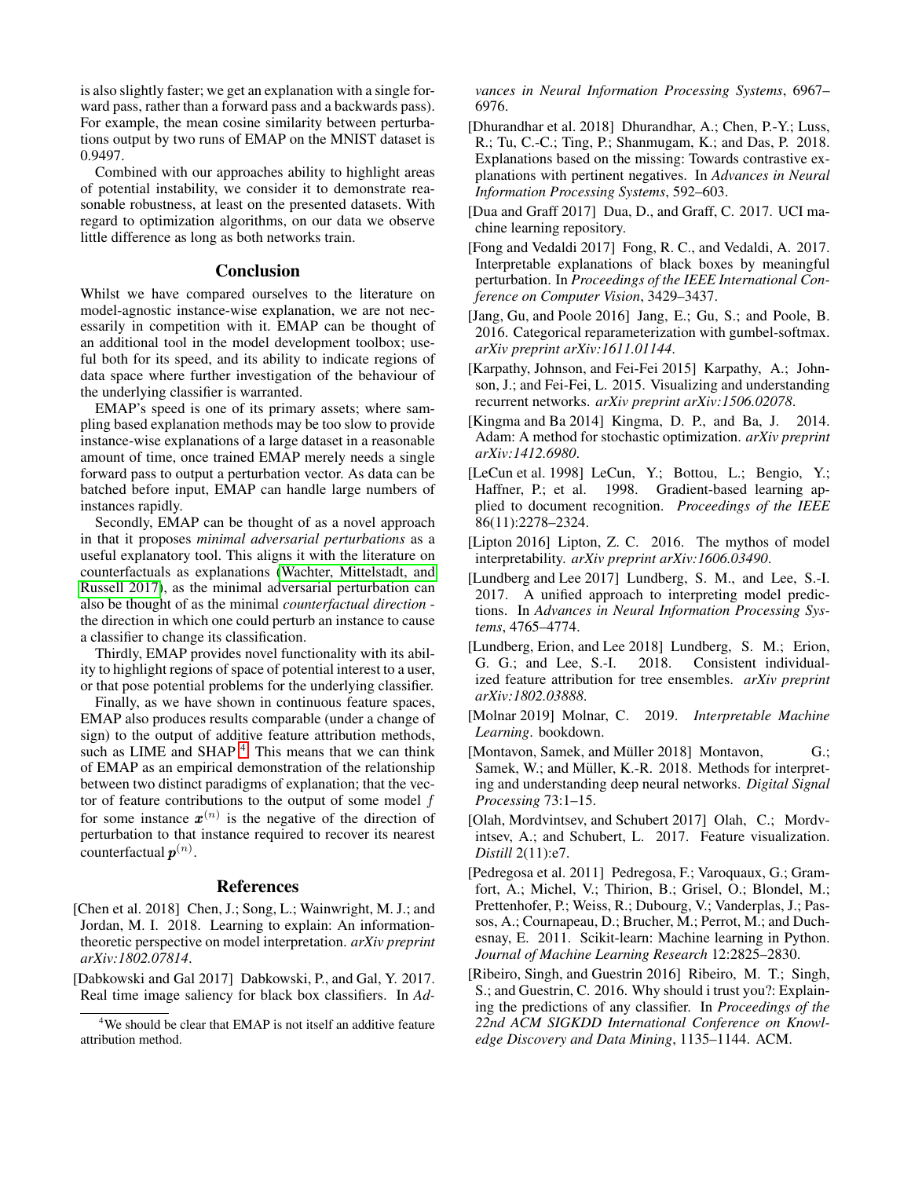is also slightly faster; we get an explanation with a single forward pass, rather than a forward pass and a backwards pass). For example, the mean cosine similarity between perturbations output by two runs of EMAP on the MNIST dataset is 0.9497.

Combined with our approaches ability to highlight areas of potential instability, we consider it to demonstrate reasonable robustness, at least on the presented datasets. With regard to optimization algorithms, on our data we observe little difference as long as both networks train.

## Conclusion

Whilst we have compared ourselves to the literature on model-agnostic instance-wise explanation, we are not necessarily in competition with it. EMAP can be thought of an additional tool in the model development toolbox; useful both for its speed, and its ability to indicate regions of data space where further investigation of the behaviour of the underlying classifier is warranted.

EMAP's speed is one of its primary assets; where sampling based explanation methods may be too slow to provide instance-wise explanations of a large dataset in a reasonable amount of time, once trained EMAP merely needs a single forward pass to output a perturbation vector. As data can be batched before input, EMAP can handle large numbers of instances rapidly.

Secondly, EMAP can be thought of as a novel approach in that it proposes *minimal adversarial perturbations* as a useful explanatory tool. This aligns it with the literature on counterfactuals as explanations (Wachter, Mittelstadt, and Russell 2017), as the minimal adversarial perturbation can also be thought of as the minimal *counterfactual direction* - the direction in which one could perturb an instance to cause a classifier to change its classification.

Thirdly, EMAP provides novel functionality with its ability to highlight regions of space of potential interest to a user, or that pose potential problems for the underlying classifier.

Finally, as we have shown in continuous feature spaces, EMAP also produces results comparable (under a change of sign) to the output of additive feature attribution methods, such as LIME and SHAP.[4] This means that we can think of EMAP as an empirical demonstration of the relationship between two distinct paradigms of explanation; that the vector of feature contributions to the output of some model $f$ for some instance $\boldsymbol{x}^{(n)}$ is the negative of the direction of perturbation to that instance required to recover its nearest counterfactual $\boldsymbol{p}^{(n)}$.

[4] We should be clear that EMAP is not itself an additive feature attribution method.

## References

[Chen et al. 2018] Chen, J.; Song, L.; Wainwright, M. J.; and Jordan, M. I. 2018. Learning to explain: An information-theoretic perspective on model interpretation. *arXiv preprint arXiv:1802.07814*.

[Dabkowski and Gal 2017] Dabkowski, P., and Gal, Y. 2017. Real time image saliency for black box classifiers. In *Advances in Neural Information Processing Systems*, 6967–6976.

[Dhurandhar et al. 2018] Dhurandhar, A.; Chen, P.-Y.; Luss, R.; Tu, C.-C.; Ting, P.; Shanmugam, K.; and Das, P. 2018. Explanations based on the missing: Towards contrastive explanations with pertinent negatives. In *Advances in Neural Information Processing Systems*, 592–603.

[Dua and Graff 2017] Dua, D., and Graff, C. 2017. UCI machine learning repository.

[Fong and Vedaldi 2017] Fong, R. C., and Vedaldi, A. 2017. Interpretable explanations of black boxes by meaningful perturbation. In *Proceedings of the IEEE International Conference on Computer Vision*, 3429–3437.

[Jang, Gu, and Poole 2016] Jang, E.; Gu, S.; and Poole, B. 2016. Categorical reparameterization with gumbel-softmax. *arXiv preprint arXiv:1611.01144*.

[Karpathy, Johnson, and Fei-Fei 2015] Karpathy, A.; Johnson, J.; and Fei-Fei, L. 2015. Visualizing and understanding recurrent networks. *arXiv preprint arXiv:1506.02078*.

[Kingma and Ba 2014] Kingma, D. P., and Ba, J. 2014. Adam: A method for stochastic optimization. *arXiv preprint arXiv:1412.6980*.

[LeCun et al. 1998] LeCun, Y.; Bottou, L.; Bengio, Y.; Haffner, P.; et al. 1998. Gradient-based learning applied to document recognition. *Proceedings of the IEEE* 86(11):2278–2324.

[Lipton 2016] Lipton, Z. C. 2016. The mythos of model interpretability. *arXiv preprint arXiv:1606.03490*.

[Lundberg and Lee 2017] Lundberg, S. M., and Lee, S.-I. 2017. A unified approach to interpreting model predictions. In *Advances in Neural Information Processing Systems*, 4765–4774.

[Lundberg, Erion, and Lee 2018] Lundberg, S. M.; Erion, G. G.; and Lee, S.-I. 2018. Consistent individualized feature attribution for tree ensembles. *arXiv preprint arXiv:1802.03888*.

[Molnar 2019] Molnar, C. 2019. *Interpretable Machine Learning*. bookdown.

[Montavon, Samek, and Müller 2018] Montavon, G.; Samek, W.; and Müller, K.-R. 2018. Methods for interpreting and understanding deep neural networks. *Digital Signal Processing* 73:1–15.

[Olah, Mordvintsev, and Schubert 2017] Olah, C.; Mordvintsev, A.; and Schubert, L. 2017. Feature visualization. *Distill* 2(11):e7.

[Pedregosa et al. 2011] Pedregosa, F.; Varoquaux, G.; Gramfort, A.; Michel, V.; Thirion, B.; Grisel, O.; Blondel, M.; Prettenhofer, P.; Weiss, R.; Dubourg, V.; Vanderplas, J.; Passos, A.; Cournapeau, D.; Brucher, M.; Perrot, M.; and Duchesnay, E. 2011. Scikit-learn: Machine learning in Python. *Journal of Machine Learning Research* 12:2825–2830.

[Ribeiro, Singh, and Guestrin 2016] Ribeiro, M. T.; Singh, S.; and Guestrin, C. 2016. Why should i trust you?: Explaining the predictions of any classifier. In *Proceedings of the 22nd ACM SIGKDD International Conference on Knowledge Discovery and Data Mining*, 1135–1144. ACM.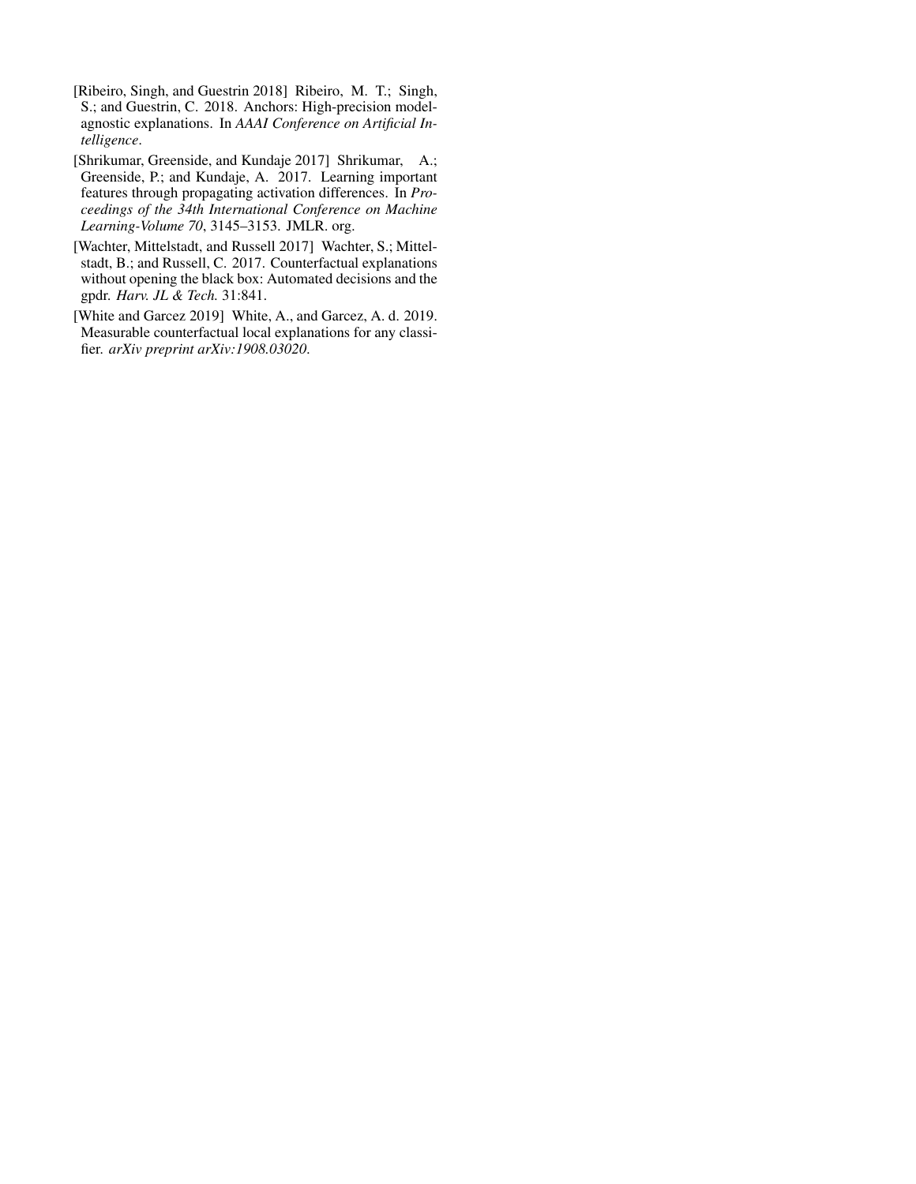[Ribeiro, Singh, and Guestrin 2018] Ribeiro, M. T.; Singh, S.; and Guestrin, C. 2018. Anchors: High-precision model-agnostic explanations. In *AAAI Conference on Artificial Intelligence*.

[Shrikumar, Greenside, and Kundaje 2017] Shrikumar, A.; Greenside, P.; and Kundaje, A. 2017. Learning important features through propagating activation differences. In *Proceedings of the 34th International Conference on Machine Learning-Volume 70*, 3145–3153. JMLR. org.

[Wachter, Mittelstadt, and Russell 2017] Wachter, S.; Mittelstadt, B.; and Russell, C. 2017. Counterfactual explanations without opening the black box: Automated decisions and the gpdr. *Harv. JL & Tech.* 31:841.

[White and Garcez 2019] White, A., and Garcez, A. d. 2019. Measurable counterfactual local explanations for any classifier. *arXiv preprint arXiv:1908.03020*.